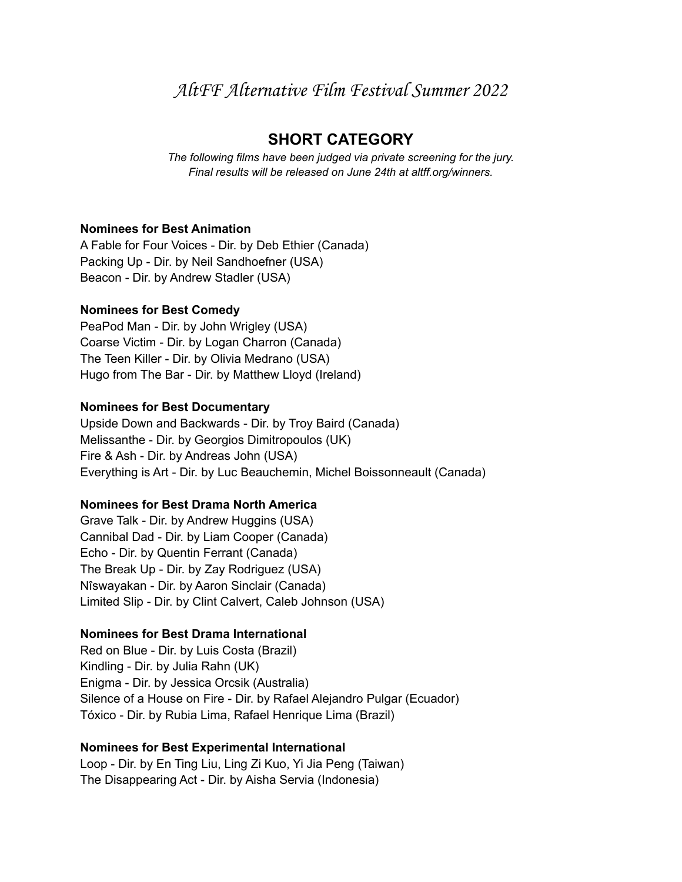# *AltFF Alternative Film Festival Summer 2022*

## SHORT CATEGORY

*The following films have been judged via private screening for the jury.*
*Final results will be released on June 24th at altff.org/winners.*

**Nominees for Best Animation**
A Fable for Four Voices - Dir. by Deb Ethier (Canada)
Packing Up - Dir. by Neil Sandhoefner (USA)
Beacon - Dir. by Andrew Stadler (USA)

**Nominees for Best Comedy**
PeaPod Man - Dir. by John Wrigley (USA)
Coarse Victim - Dir. by Logan Charron (Canada)
The Teen Killer - Dir. by Olivia Medrano (USA)
Hugo from The Bar - Dir. by Matthew Lloyd (Ireland)

**Nominees for Best Documentary**
Upside Down and Backwards - Dir. by Troy Baird (Canada)
Melissanthe - Dir. by Georgios Dimitropoulos (UK)
Fire & Ash - Dir. by Andreas John (USA)
Everything is Art - Dir. by Luc Beauchemin, Michel Boissonneault (Canada)

**Nominees for Best Drama North America**
Grave Talk - Dir. by Andrew Huggins (USA)
Cannibal Dad - Dir. by Liam Cooper (Canada)
Echo - Dir. by Quentin Ferrant (Canada)
The Break Up - Dir. by Zay Rodriguez (USA)
Nîswayakan - Dir. by Aaron Sinclair (Canada)
Limited Slip - Dir. by Clint Calvert, Caleb Johnson (USA)

**Nominees for Best Drama International**
Red on Blue - Dir. by Luis Costa (Brazil)
Kindling - Dir. by Julia Rahn (UK)
Enigma - Dir. by Jessica Orcsik (Australia)
Silence of a House on Fire - Dir. by Rafael Alejandro Pulgar (Ecuador)
Tóxico - Dir. by Rubia Lima, Rafael Henrique Lima (Brazil)

**Nominees for Best Experimental International**
Loop - Dir. by En Ting Liu, Ling Zi Kuo, Yi Jia Peng (Taiwan)
The Disappearing Act - Dir. by Aisha Servia (Indonesia)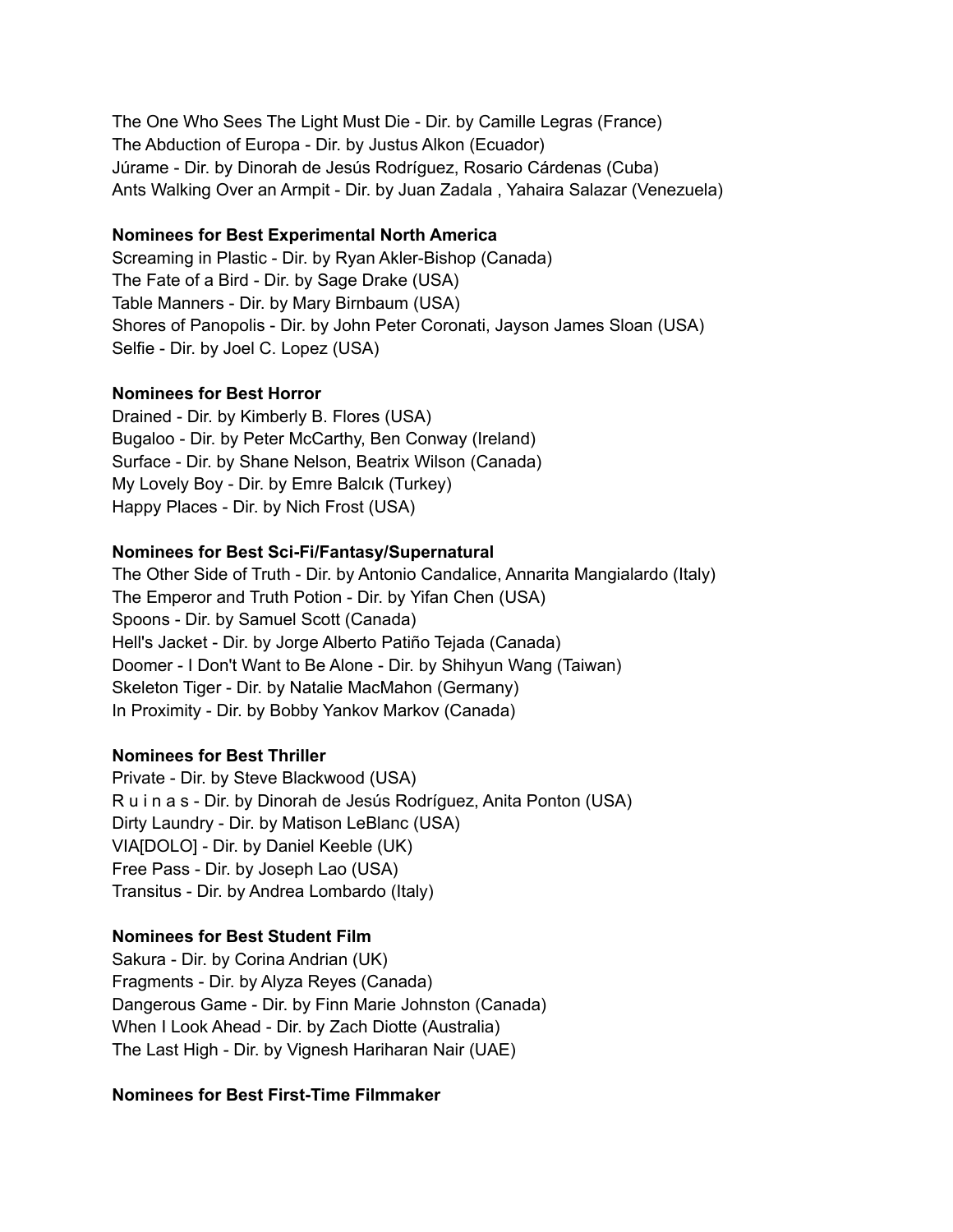The One Who Sees The Light Must Die - Dir. by Camille Legras (France)
The Abduction of Europa - Dir. by Justus Alkon (Ecuador)
Júrame - Dir. by Dinorah de Jesús Rodríguez, Rosario Cárdenas (Cuba)
Ants Walking Over an Armpit - Dir. by Juan Zadala , Yahaira Salazar (Venezuela)

**Nominees for Best Experimental North America**
Screaming in Plastic - Dir. by Ryan Akler-Bishop (Canada)
The Fate of a Bird - Dir. by Sage Drake (USA)
Table Manners - Dir. by Mary Birnbaum (USA)
Shores of Panopolis - Dir. by John Peter Coronati, Jayson James Sloan (USA)
Selfie - Dir. by Joel C. Lopez (USA)

**Nominees for Best Horror**
Drained - Dir. by Kimberly B. Flores (USA)
Bugaloo - Dir. by Peter McCarthy, Ben Conway (Ireland)
Surface - Dir. by Shane Nelson, Beatrix Wilson (Canada)
My Lovely Boy - Dir. by Emre Balcık (Turkey)
Happy Places - Dir. by Nich Frost (USA)

**Nominees for Best Sci-Fi/Fantasy/Supernatural**
The Other Side of Truth - Dir. by Antonio Candalice, Annarita Mangialardo (Italy)
The Emperor and Truth Potion - Dir. by Yifan Chen (USA)
Spoons - Dir. by Samuel Scott (Canada)
Hell's Jacket - Dir. by Jorge Alberto Patiño Tejada (Canada)
Doomer - I Don't Want to Be Alone - Dir. by Shihyun Wang (Taiwan)
Skeleton Tiger - Dir. by Natalie MacMahon (Germany)
In Proximity - Dir. by Bobby Yankov Markov (Canada)

**Nominees for Best Thriller**
Private - Dir. by Steve Blackwood (USA)
R u i n a s - Dir. by Dinorah de Jesús Rodríguez, Anita Ponton (USA)
Dirty Laundry - Dir. by Matison LeBlanc (USA)
VIA[DOLO] - Dir. by Daniel Keeble (UK)
Free Pass - Dir. by Joseph Lao (USA)
Transitus - Dir. by Andrea Lombardo (Italy)

**Nominees for Best Student Film**
Sakura - Dir. by Corina Andrian (UK)
Fragments - Dir. by Alyza Reyes (Canada)
Dangerous Game - Dir. by Finn Marie Johnston (Canada)
When I Look Ahead - Dir. by Zach Diotte (Australia)
The Last High - Dir. by Vignesh Hariharan Nair (UAE)

**Nominees for Best First-Time Filmmaker**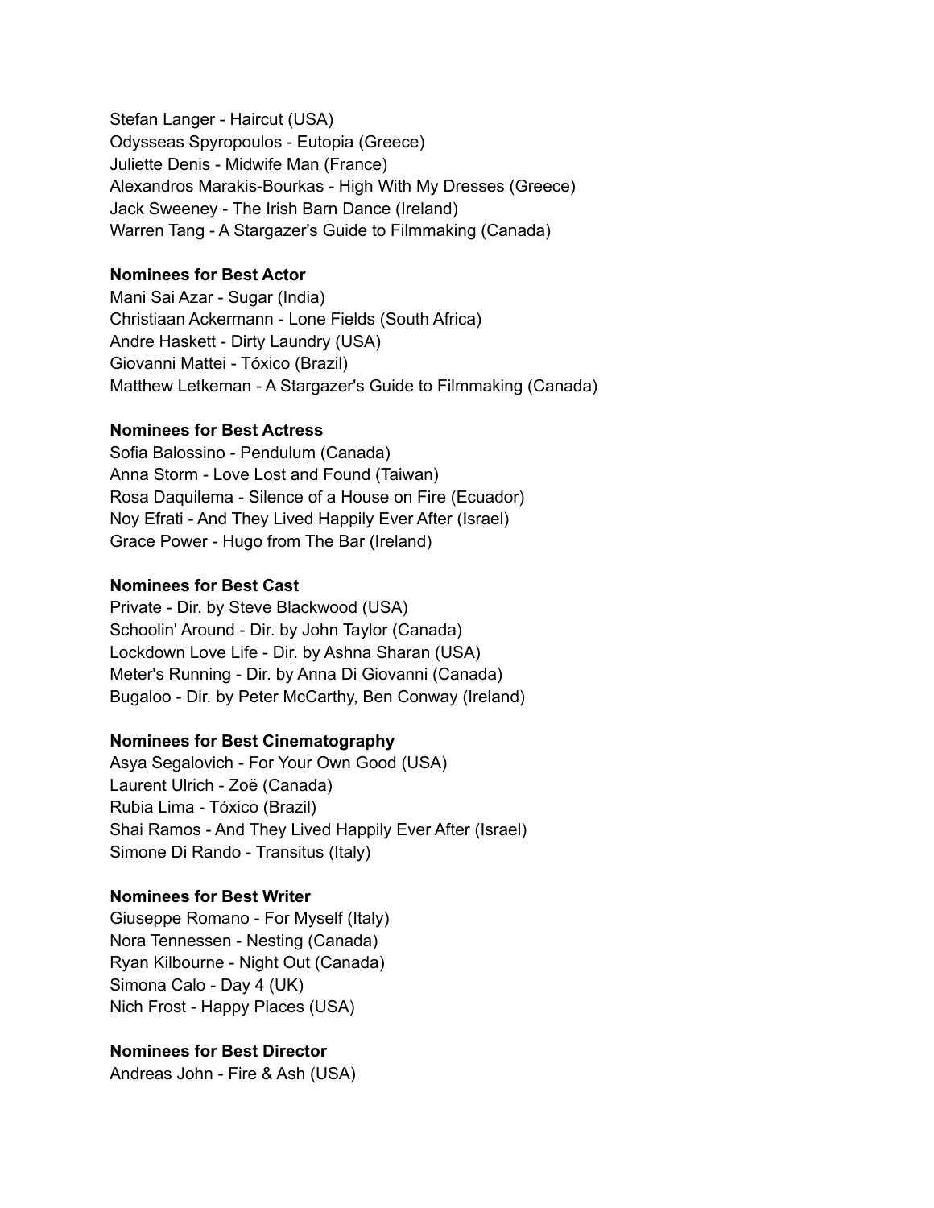Stefan Langer - Haircut (USA)
Odysseas Spyropoulos - Eutopia (Greece)
Juliette Denis - Midwife Man (France)
Alexandros Marakis-Bourkas - High With My Dresses (Greece)
Jack Sweeney - The Irish Barn Dance (Ireland)
Warren Tang - A Stargazer's Guide to Filmmaking (Canada)

**Nominees for Best Actor**
Mani Sai Azar - Sugar (India)
Christiaan Ackermann - Lone Fields (South Africa)
Andre Haskett - Dirty Laundry (USA)
Giovanni Mattei - Tóxico (Brazil)
Matthew Letkeman - A Stargazer's Guide to Filmmaking (Canada)

**Nominees for Best Actress**
Sofia Balossino - Pendulum (Canada)
Anna Storm - Love Lost and Found (Taiwan)
Rosa Daquilema - Silence of a House on Fire (Ecuador)
Noy Efrati - And They Lived Happily Ever After (Israel)
Grace Power - Hugo from The Bar (Ireland)

**Nominees for Best Cast**
Private - Dir. by Steve Blackwood (USA)
Schoolin' Around - Dir. by John Taylor (Canada)
Lockdown Love Life - Dir. by Ashna Sharan (USA)
Meter's Running - Dir. by Anna Di Giovanni (Canada)
Bugaloo - Dir. by Peter McCarthy, Ben Conway (Ireland)

**Nominees for Best Cinematography**
Asya Segalovich - For Your Own Good (USA)
Laurent Ulrich - Zoë (Canada)
Rubia Lima - Tóxico (Brazil)
Shai Ramos - And They Lived Happily Ever After (Israel)
Simone Di Rando - Transitus (Italy)

**Nominees for Best Writer**
Giuseppe Romano - For Myself (Italy)
Nora Tennessen - Nesting (Canada)
Ryan Kilbourne - Night Out (Canada)
Simona Calo - Day 4 (UK)
Nich Frost - Happy Places (USA)

**Nominees for Best Director**
Andreas John - Fire & Ash (USA)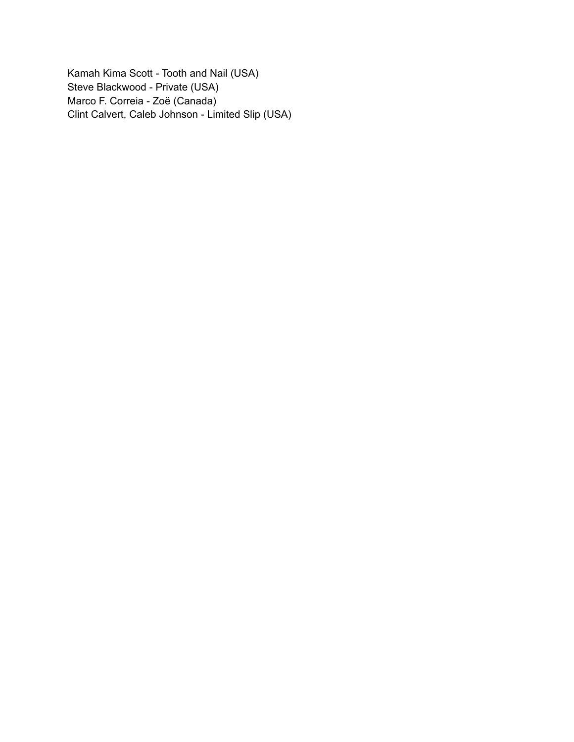Kamah Kima Scott - Tooth and Nail (USA)
Steve Blackwood - Private (USA)
Marco F. Correia - Zoë (Canada)
Clint Calvert, Caleb Johnson - Limited Slip (USA)